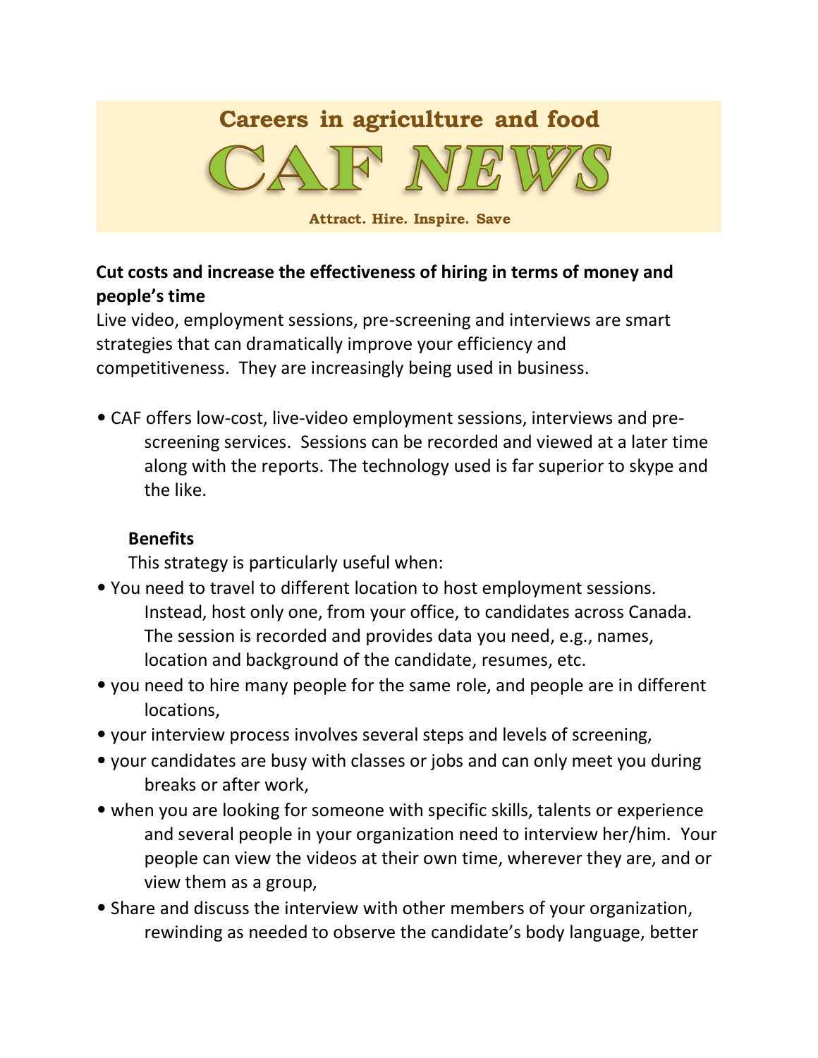Careers in agriculture and food

# CAF NEWS

**Attract. Hire. Inspire. Save**

**Cut costs and increase the effectiveness of hiring in terms of money and people's time**

Live video, employment sessions, pre-screening and interviews are smart strategies that can dramatically improve your efficiency and competitiveness. They are increasingly being used in business.

- CAF offers low-cost, live-video employment sessions, interviews and pre-screening services. Sessions can be recorded and viewed at a later time along with the reports. The technology used is far superior to skype and the like.

**Benefits**

This strategy is particularly useful when:

- You need to travel to different location to host employment sessions. Instead, host only one, from your office, to candidates across Canada. The session is recorded and provides data you need, e.g., names, location and background of the candidate, resumes, etc.
- you need to hire many people for the same role, and people are in different locations,
- your interview process involves several steps and levels of screening,
- your candidates are busy with classes or jobs and can only meet you during breaks or after work,
- when you are looking for someone with specific skills, talents or experience and several people in your organization need to interview her/him. Your people can view the videos at their own time, wherever they are, and or view them as a group,
- Share and discuss the interview with other members of your organization, rewinding as needed to observe the candidate's body language, better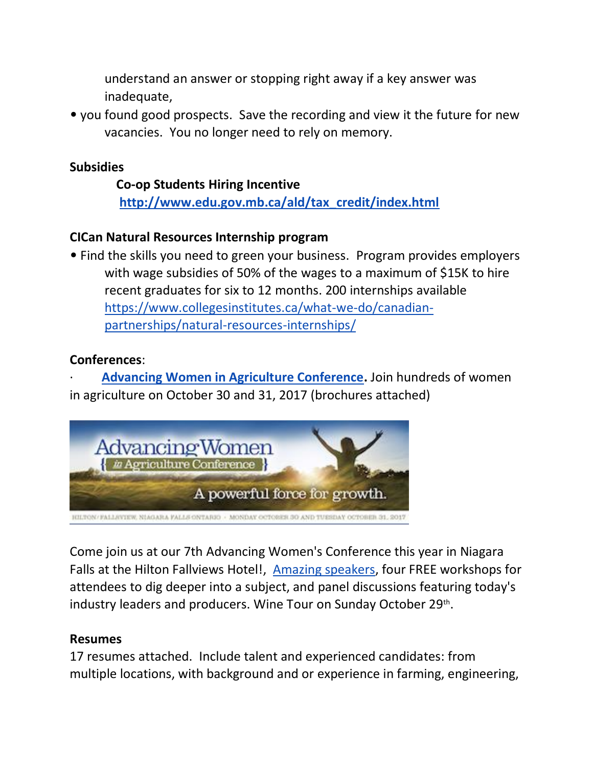understand an answer or stopping right away if a key answer was inadequate,

- you found good prospects. Save the recording and view it the future for new vacancies. You no longer need to rely on memory.

**Subsidies**

**Co-op Students Hiring Incentive**
**http://www.edu.gov.mb.ca/ald/tax_credit/index.html**

**CICan Natural Resources Internship program**

- Find the skills you need to green your business. Program provides employers with wage subsidies of 50% of the wages to a maximum of $15K to hire recent graduates for six to 12 months. 200 internships available https://www.collegesinstitutes.ca/what-we-do/canadian-partnerships/natural-resources-internships/

**Conferences**:

· **Advancing Women in Agriculture Conference.** Join hundreds of women in agriculture on October 30 and 31, 2017 (brochures attached)

Advancing Women { in Agriculture Conference } A powerful force for growth.

HILTON/FALLSVIEW, NIAGARA FALLS ONTARIO · MONDAY OCTOBER 30 AND TUESDAY OCTOBER 31, 2017

Come join us at our 7th Advancing Women's Conference this year in Niagara Falls at the Hilton Fallviews Hotel!, Amazing speakers, four FREE workshops for attendees to dig deeper into a subject, and panel discussions featuring today's industry leaders and producers. Wine Tour on Sunday October 29th.

**Resumes**

17 resumes attached. Include talent and experienced candidates: from multiple locations, with background and or experience in farming, engineering,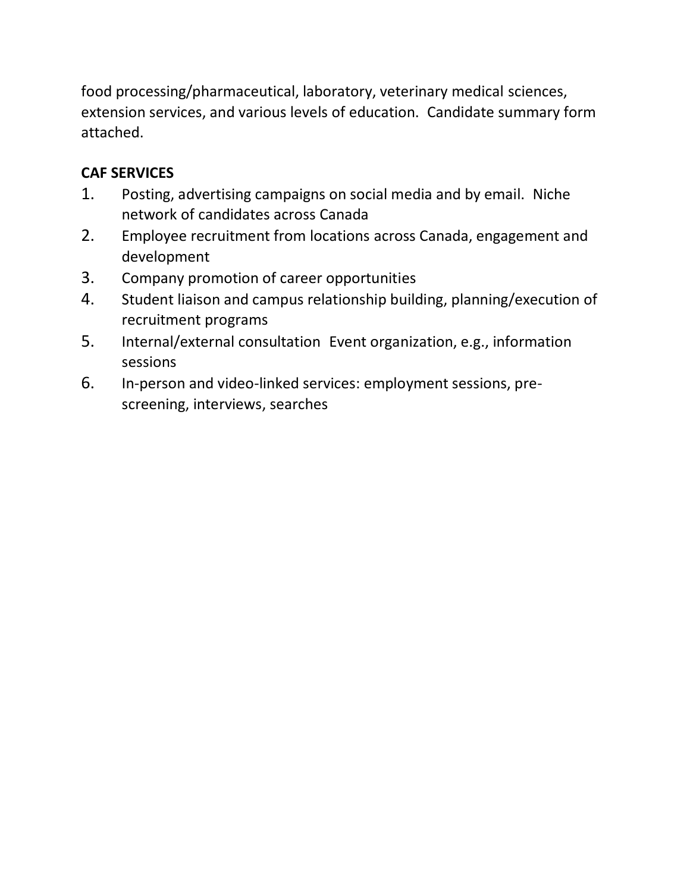food processing/pharmaceutical, laboratory, veterinary medical sciences, extension services, and various levels of education. Candidate summary form attached.

**CAF SERVICES**

1. Posting, advertising campaigns on social media and by email. Niche network of candidates across Canada
2. Employee recruitment from locations across Canada, engagement and development
3. Company promotion of career opportunities
4. Student liaison and campus relationship building, planning/execution of recruitment programs
5. Internal/external consultation Event organization, e.g., information sessions
6. In-person and video-linked services: employment sessions, pre-screening, interviews, searches